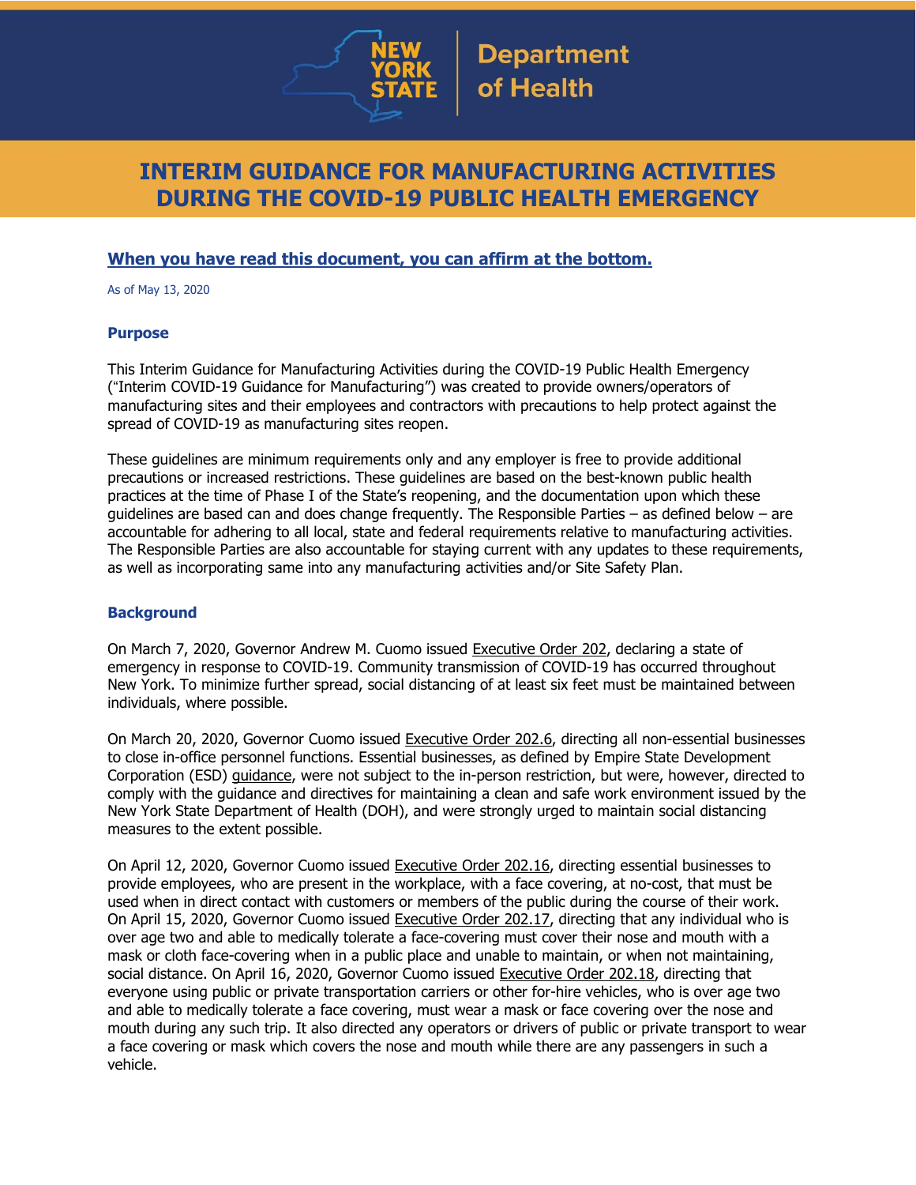# INTERIM GUIDANCE FOR MANUFACTURING ACTIVITIES DURING THE COVID-19 PUBLIC HEALTH EMERGENCY

**When you have read this document, you can affirm at the bottom.**

As of May 13, 2020

## Purpose

This Interim Guidance for Manufacturing Activities during the COVID-19 Public Health Emergency ("Interim COVID-19 Guidance for Manufacturing") was created to provide owners/operators of manufacturing sites and their employees and contractors with precautions to help protect against the spread of COVID-19 as manufacturing sites reopen.

These guidelines are minimum requirements only and any employer is free to provide additional precautions or increased restrictions. These guidelines are based on the best-known public health practices at the time of Phase I of the State's reopening, and the documentation upon which these guidelines are based can and does change frequently. The Responsible Parties – as defined below – are accountable for adhering to all local, state and federal requirements relative to manufacturing activities. The Responsible Parties are also accountable for staying current with any updates to these requirements, as well as incorporating same into any manufacturing activities and/or Site Safety Plan.

## Background

On March 7, 2020, Governor Andrew M. Cuomo issued Executive Order 202, declaring a state of emergency in response to COVID-19. Community transmission of COVID-19 has occurred throughout New York. To minimize further spread, social distancing of at least six feet must be maintained between individuals, where possible.

On March 20, 2020, Governor Cuomo issued Executive Order 202.6, directing all non-essential businesses to close in-office personnel functions. Essential businesses, as defined by Empire State Development Corporation (ESD) guidance, were not subject to the in-person restriction, but were, however, directed to comply with the guidance and directives for maintaining a clean and safe work environment issued by the New York State Department of Health (DOH), and were strongly urged to maintain social distancing measures to the extent possible.

On April 12, 2020, Governor Cuomo issued Executive Order 202.16, directing essential businesses to provide employees, who are present in the workplace, with a face covering, at no-cost, that must be used when in direct contact with customers or members of the public during the course of their work. On April 15, 2020, Governor Cuomo issued Executive Order 202.17, directing that any individual who is over age two and able to medically tolerate a face-covering must cover their nose and mouth with a mask or cloth face-covering when in a public place and unable to maintain, or when not maintaining, social distance. On April 16, 2020, Governor Cuomo issued Executive Order 202.18, directing that everyone using public or private transportation carriers or other for-hire vehicles, who is over age two and able to medically tolerate a face covering, must wear a mask or face covering over the nose and mouth during any such trip. It also directed any operators or drivers of public or private transport to wear a face covering or mask which covers the nose and mouth while there are any passengers in such a vehicle.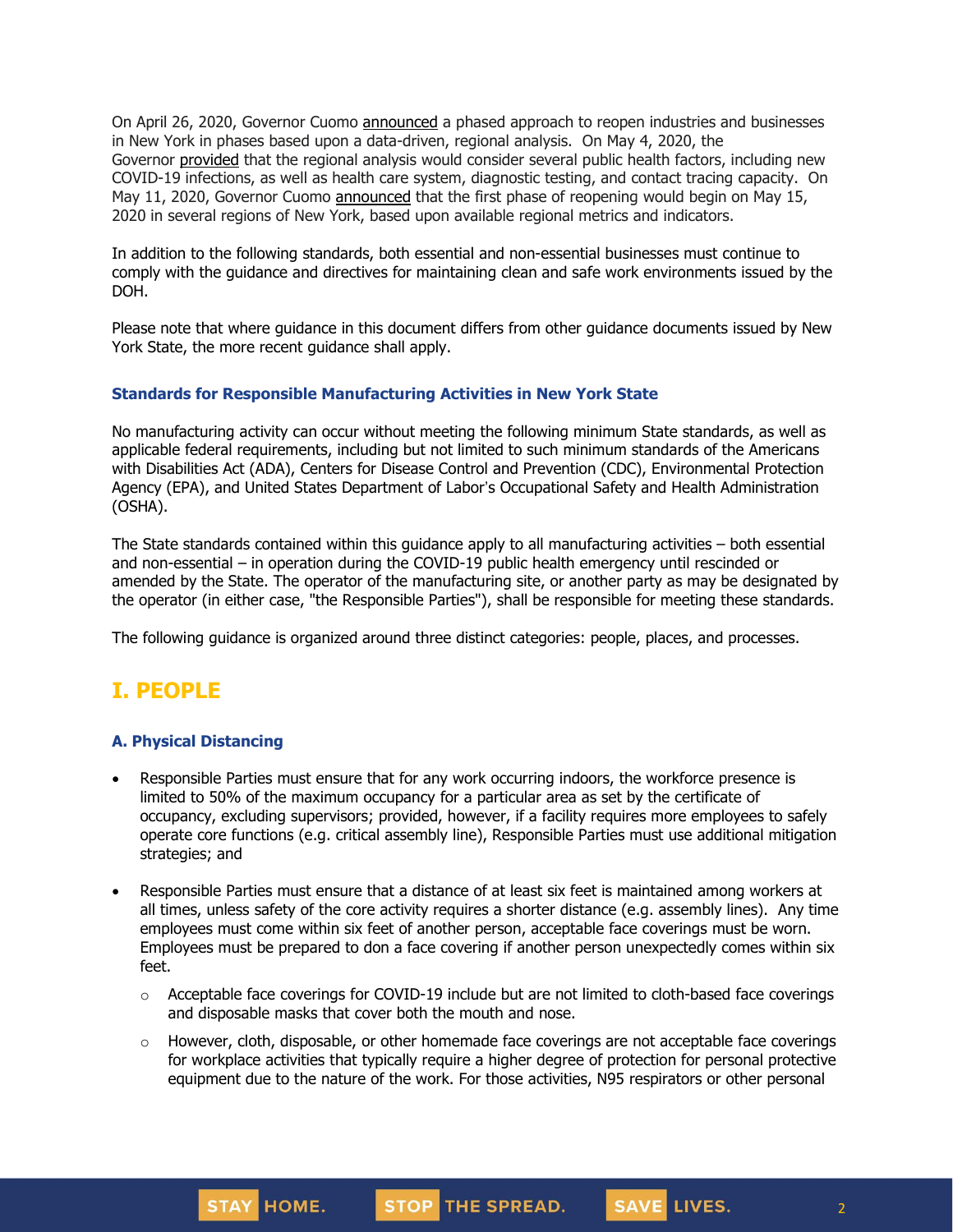On April 26, 2020, Governor Cuomo announced a phased approach to reopen industries and businesses in New York in phases based upon a data-driven, regional analysis. On May 4, 2020, the Governor provided that the regional analysis would consider several public health factors, including new COVID-19 infections, as well as health care system, diagnostic testing, and contact tracing capacity. On May 11, 2020, Governor Cuomo announced that the first phase of reopening would begin on May 15, 2020 in several regions of New York, based upon available regional metrics and indicators.

In addition to the following standards, both essential and non-essential businesses must continue to comply with the guidance and directives for maintaining clean and safe work environments issued by the DOH.

Please note that where guidance in this document differs from other guidance documents issued by New York State, the more recent guidance shall apply.

### Standards for Responsible Manufacturing Activities in New York State

No manufacturing activity can occur without meeting the following minimum State standards, as well as applicable federal requirements, including but not limited to such minimum standards of the Americans with Disabilities Act (ADA), Centers for Disease Control and Prevention (CDC), Environmental Protection Agency (EPA), and United States Department of Labor's Occupational Safety and Health Administration (OSHA).

The State standards contained within this guidance apply to all manufacturing activities – both essential and non-essential – in operation during the COVID-19 public health emergency until rescinded or amended by the State. The operator of the manufacturing site, or another party as may be designated by the operator (in either case, "the Responsible Parties"), shall be responsible for meeting these standards.

The following guidance is organized around three distinct categories: people, places, and processes.

## I. PEOPLE

### A. Physical Distancing

- Responsible Parties must ensure that for any work occurring indoors, the workforce presence is limited to 50% of the maximum occupancy for a particular area as set by the certificate of occupancy, excluding supervisors; provided, however, if a facility requires more employees to safely operate core functions (e.g. critical assembly line), Responsible Parties must use additional mitigation strategies; and

- Responsible Parties must ensure that a distance of at least six feet is maintained among workers at all times, unless safety of the core activity requires a shorter distance (e.g. assembly lines). Any time employees must come within six feet of another person, acceptable face coverings must be worn. Employees must be prepared to don a face covering if another person unexpectedly comes within six feet.
  - Acceptable face coverings for COVID-19 include but are not limited to cloth-based face coverings and disposable masks that cover both the mouth and nose.
  - However, cloth, disposable, or other homemade face coverings are not acceptable face coverings for workplace activities that typically require a higher degree of protection for personal protective equipment due to the nature of the work. For those activities, N95 respirators or other personal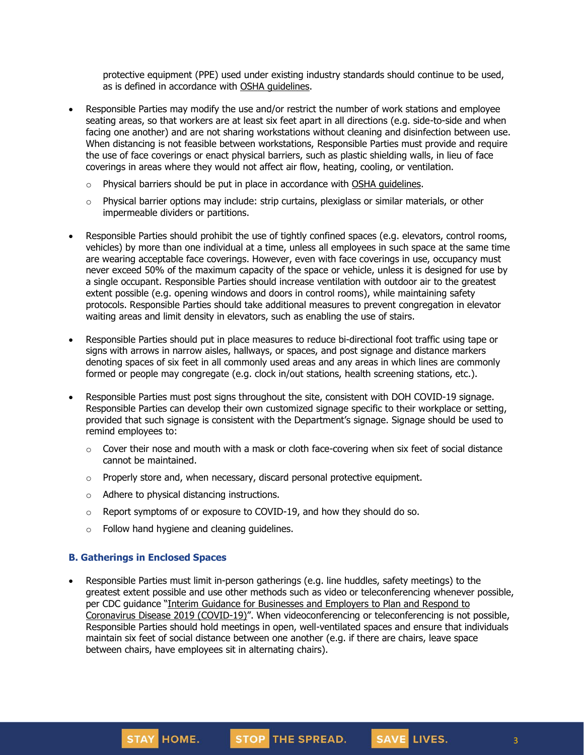protective equipment (PPE) used under existing industry standards should continue to be used, as is defined in accordance with OSHA guidelines.

- Responsible Parties may modify the use and/or restrict the number of work stations and employee seating areas, so that workers are at least six feet apart in all directions (e.g. side-to-side and when facing one another) and are not sharing workstations without cleaning and disinfection between use. When distancing is not feasible between workstations, Responsible Parties must provide and require the use of face coverings or enact physical barriers, such as plastic shielding walls, in lieu of face coverings in areas where they would not affect air flow, heating, cooling, or ventilation.
  - Physical barriers should be put in place in accordance with OSHA guidelines.
  - Physical barrier options may include: strip curtains, plexiglass or similar materials, or other impermeable dividers or partitions.
- Responsible Parties should prohibit the use of tightly confined spaces (e.g. elevators, control rooms, vehicles) by more than one individual at a time, unless all employees in such space at the same time are wearing acceptable face coverings. However, even with face coverings in use, occupancy must never exceed 50% of the maximum capacity of the space or vehicle, unless it is designed for use by a single occupant. Responsible Parties should increase ventilation with outdoor air to the greatest extent possible (e.g. opening windows and doors in control rooms), while maintaining safety protocols. Responsible Parties should take additional measures to prevent congregation in elevator waiting areas and limit density in elevators, such as enabling the use of stairs.
- Responsible Parties should put in place measures to reduce bi-directional foot traffic using tape or signs with arrows in narrow aisles, hallways, or spaces, and post signage and distance markers denoting spaces of six feet in all commonly used areas and any areas in which lines are commonly formed or people may congregate (e.g. clock in/out stations, health screening stations, etc.).
- Responsible Parties must post signs throughout the site, consistent with DOH COVID-19 signage. Responsible Parties can develop their own customized signage specific to their workplace or setting, provided that such signage is consistent with the Department's signage. Signage should be used to remind employees to:
  - Cover their nose and mouth with a mask or cloth face-covering when six feet of social distance cannot be maintained.
  - Properly store and, when necessary, discard personal protective equipment.
  - Adhere to physical distancing instructions.
  - Report symptoms of or exposure to COVID-19, and how they should do so.
  - Follow hand hygiene and cleaning guidelines.

### B. Gatherings in Enclosed Spaces

- Responsible Parties must limit in-person gatherings (e.g. line huddles, safety meetings) to the greatest extent possible and use other methods such as video or teleconferencing whenever possible, per CDC guidance "Interim Guidance for Businesses and Employers to Plan and Respond to Coronavirus Disease 2019 (COVID-19)". When videoconferencing or teleconferencing is not possible, Responsible Parties should hold meetings in open, well-ventilated spaces and ensure that individuals maintain six feet of social distance between one another (e.g. if there are chairs, leave space between chairs, have employees sit in alternating chairs).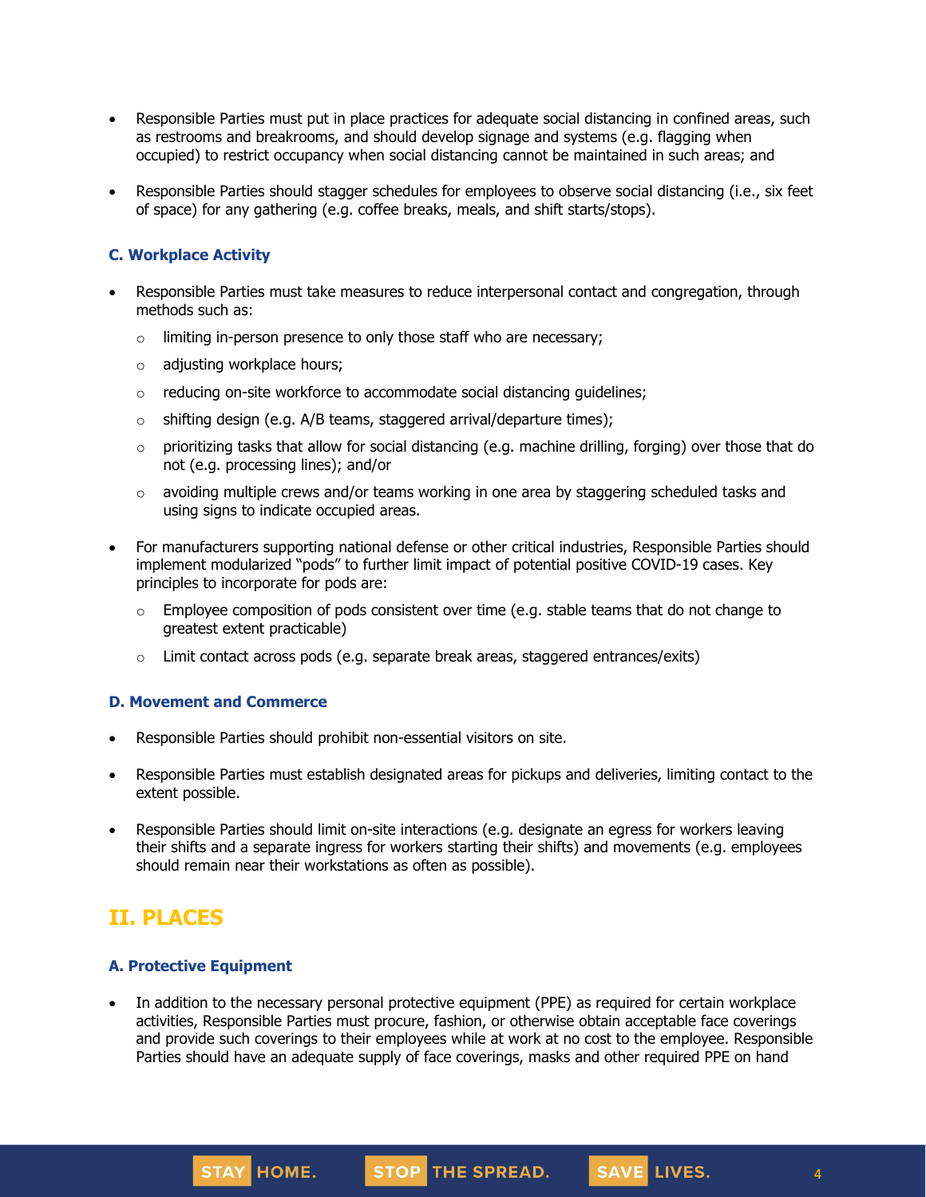- Responsible Parties must put in place practices for adequate social distancing in confined areas, such as restrooms and breakrooms, and should develop signage and systems (e.g. flagging when occupied) to restrict occupancy when social distancing cannot be maintained in such areas; and

- Responsible Parties should stagger schedules for employees to observe social distancing (i.e., six feet of space) for any gathering (e.g. coffee breaks, meals, and shift starts/stops).

### C. Workplace Activity

- Responsible Parties must take measures to reduce interpersonal contact and congregation, through methods such as:
    - limiting in-person presence to only those staff who are necessary;
    - adjusting workplace hours;
    - reducing on-site workforce to accommodate social distancing guidelines;
    - shifting design (e.g. A/B teams, staggered arrival/departure times);
    - prioritizing tasks that allow for social distancing (e.g. machine drilling, forging) over those that do not (e.g. processing lines); and/or
    - avoiding multiple crews and/or teams working in one area by staggering scheduled tasks and using signs to indicate occupied areas.

- For manufacturers supporting national defense or other critical industries, Responsible Parties should implement modularized "pods" to further limit impact of potential positive COVID-19 cases. Key principles to incorporate for pods are:
    - Employee composition of pods consistent over time (e.g. stable teams that do not change to greatest extent practicable)
    - Limit contact across pods (e.g. separate break areas, staggered entrances/exits)

### D. Movement and Commerce

- Responsible Parties should prohibit non-essential visitors on site.

- Responsible Parties must establish designated areas for pickups and deliveries, limiting contact to the extent possible.

- Responsible Parties should limit on-site interactions (e.g. designate an egress for workers leaving their shifts and a separate ingress for workers starting their shifts) and movements (e.g. employees should remain near their workstations as often as possible).

## II. PLACES

### A. Protective Equipment

- In addition to the necessary personal protective equipment (PPE) as required for certain workplace activities, Responsible Parties must procure, fashion, or otherwise obtain acceptable face coverings and provide such coverings to their employees while at work at no cost to the employee. Responsible Parties should have an adequate supply of face coverings, masks and other required PPE on hand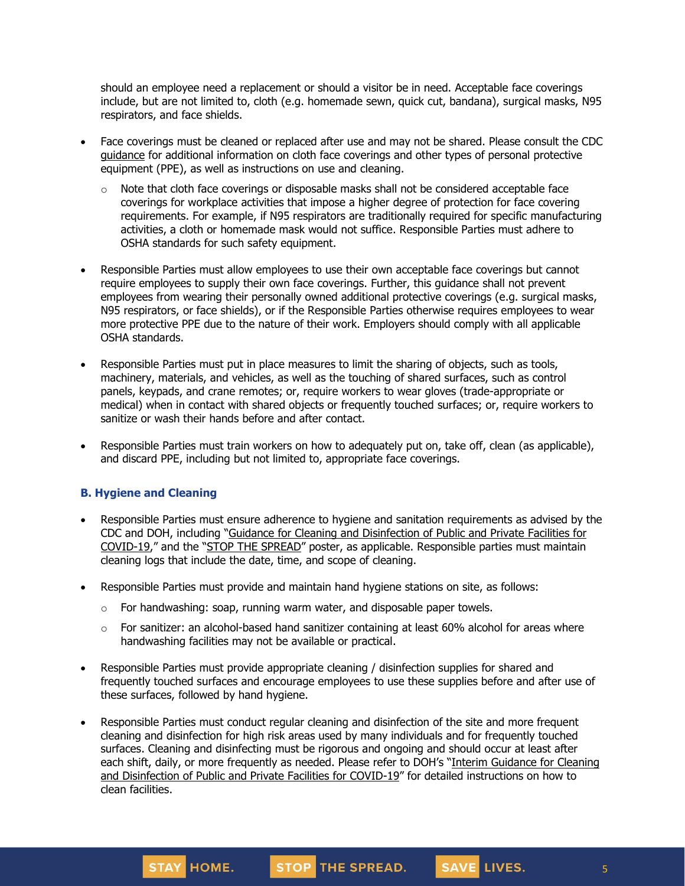should an employee need a replacement or should a visitor be in need. Acceptable face coverings include, but are not limited to, cloth (e.g. homemade sewn, quick cut, bandana), surgical masks, N95 respirators, and face shields.

- Face coverings must be cleaned or replaced after use and may not be shared. Please consult the CDC guidance for additional information on cloth face coverings and other types of personal protective equipment (PPE), as well as instructions on use and cleaning.
    - Note that cloth face coverings or disposable masks shall not be considered acceptable face coverings for workplace activities that impose a higher degree of protection for face covering requirements. For example, if N95 respirators are traditionally required for specific manufacturing activities, a cloth or homemade mask would not suffice. Responsible Parties must adhere to OSHA standards for such safety equipment.

- Responsible Parties must allow employees to use their own acceptable face coverings but cannot require employees to supply their own face coverings. Further, this guidance shall not prevent employees from wearing their personally owned additional protective coverings (e.g. surgical masks, N95 respirators, or face shields), or if the Responsible Parties otherwise requires employees to wear more protective PPE due to the nature of their work. Employers should comply with all applicable OSHA standards.

- Responsible Parties must put in place measures to limit the sharing of objects, such as tools, machinery, materials, and vehicles, as well as the touching of shared surfaces, such as control panels, keypads, and crane remotes; or, require workers to wear gloves (trade-appropriate or medical) when in contact with shared objects or frequently touched surfaces; or, require workers to sanitize or wash their hands before and after contact.

- Responsible Parties must train workers on how to adequately put on, take off, clean (as applicable), and discard PPE, including but not limited to, appropriate face coverings.

### B. Hygiene and Cleaning

- Responsible Parties must ensure adherence to hygiene and sanitation requirements as advised by the CDC and DOH, including "Guidance for Cleaning and Disinfection of Public and Private Facilities for COVID-19," and the "STOP THE SPREAD" poster, as applicable. Responsible parties must maintain cleaning logs that include the date, time, and scope of cleaning.

- Responsible Parties must provide and maintain hand hygiene stations on site, as follows:
    - For handwashing: soap, running warm water, and disposable paper towels.
    - For sanitizer: an alcohol-based hand sanitizer containing at least 60% alcohol for areas where handwashing facilities may not be available or practical.

- Responsible Parties must provide appropriate cleaning / disinfection supplies for shared and frequently touched surfaces and encourage employees to use these supplies before and after use of these surfaces, followed by hand hygiene.

- Responsible Parties must conduct regular cleaning and disinfection of the site and more frequent cleaning and disinfection for high risk areas used by many individuals and for frequently touched surfaces. Cleaning and disinfecting must be rigorous and ongoing and should occur at least after each shift, daily, or more frequently as needed. Please refer to DOH's "Interim Guidance for Cleaning and Disinfection of Public and Private Facilities for COVID-19" for detailed instructions on how to clean facilities.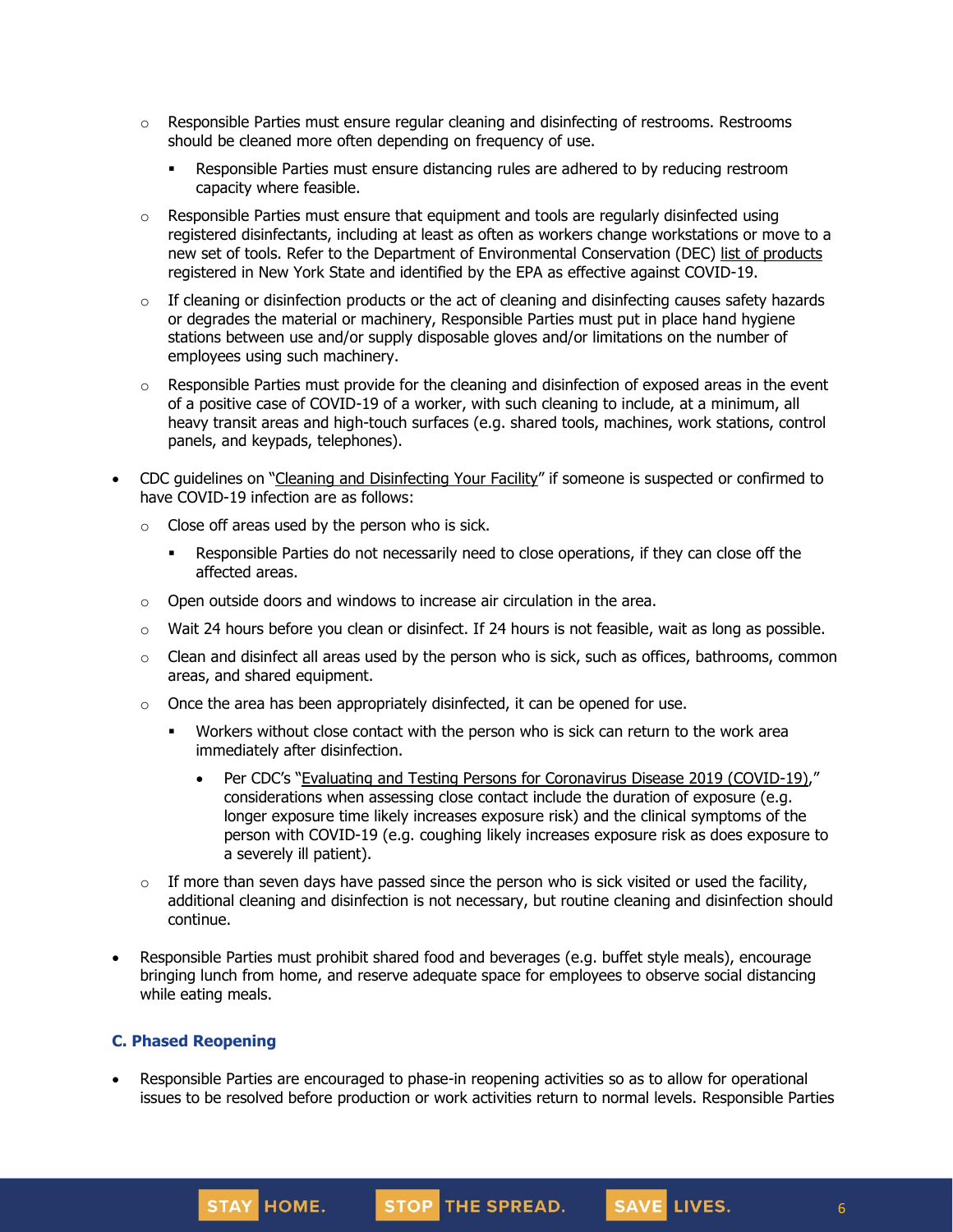- Responsible Parties must ensure regular cleaning and disinfecting of restrooms. Restrooms should be cleaned more often depending on frequency of use.
    - Responsible Parties must ensure distancing rules are adhered to by reducing restroom capacity where feasible.
- Responsible Parties must ensure that equipment and tools are regularly disinfected using registered disinfectants, including at least as often as workers change workstations or move to a new set of tools. Refer to the Department of Environmental Conservation (DEC) list of products registered in New York State and identified by the EPA as effective against COVID-19.
- If cleaning or disinfection products or the act of cleaning and disinfecting causes safety hazards or degrades the material or machinery, Responsible Parties must put in place hand hygiene stations between use and/or supply disposable gloves and/or limitations on the number of employees using such machinery.
- Responsible Parties must provide for the cleaning and disinfection of exposed areas in the event of a positive case of COVID-19 of a worker, with such cleaning to include, at a minimum, all heavy transit areas and high-touch surfaces (e.g. shared tools, machines, work stations, control panels, and keypads, telephones).

- CDC guidelines on "Cleaning and Disinfecting Your Facility" if someone is suspected or confirmed to have COVID-19 infection are as follows:
    - Close off areas used by the person who is sick.
        - Responsible Parties do not necessarily need to close operations, if they can close off the affected areas.
    - Open outside doors and windows to increase air circulation in the area.
    - Wait 24 hours before you clean or disinfect. If 24 hours is not feasible, wait as long as possible.
    - Clean and disinfect all areas used by the person who is sick, such as offices, bathrooms, common areas, and shared equipment.
    - Once the area has been appropriately disinfected, it can be opened for use.
        - Workers without close contact with the person who is sick can return to the work area immediately after disinfection.
            - Per CDC's "Evaluating and Testing Persons for Coronavirus Disease 2019 (COVID-19)," considerations when assessing close contact include the duration of exposure (e.g. longer exposure time likely increases exposure risk) and the clinical symptoms of the person with COVID-19 (e.g. coughing likely increases exposure risk as does exposure to a severely ill patient).
    - If more than seven days have passed since the person who is sick visited or used the facility, additional cleaning and disinfection is not necessary, but routine cleaning and disinfection should continue.

- Responsible Parties must prohibit shared food and beverages (e.g. buffet style meals), encourage bringing lunch from home, and reserve adequate space for employees to observe social distancing while eating meals.

### C. Phased Reopening

- Responsible Parties are encouraged to phase-in reopening activities so as to allow for operational issues to be resolved before production or work activities return to normal levels. Responsible Parties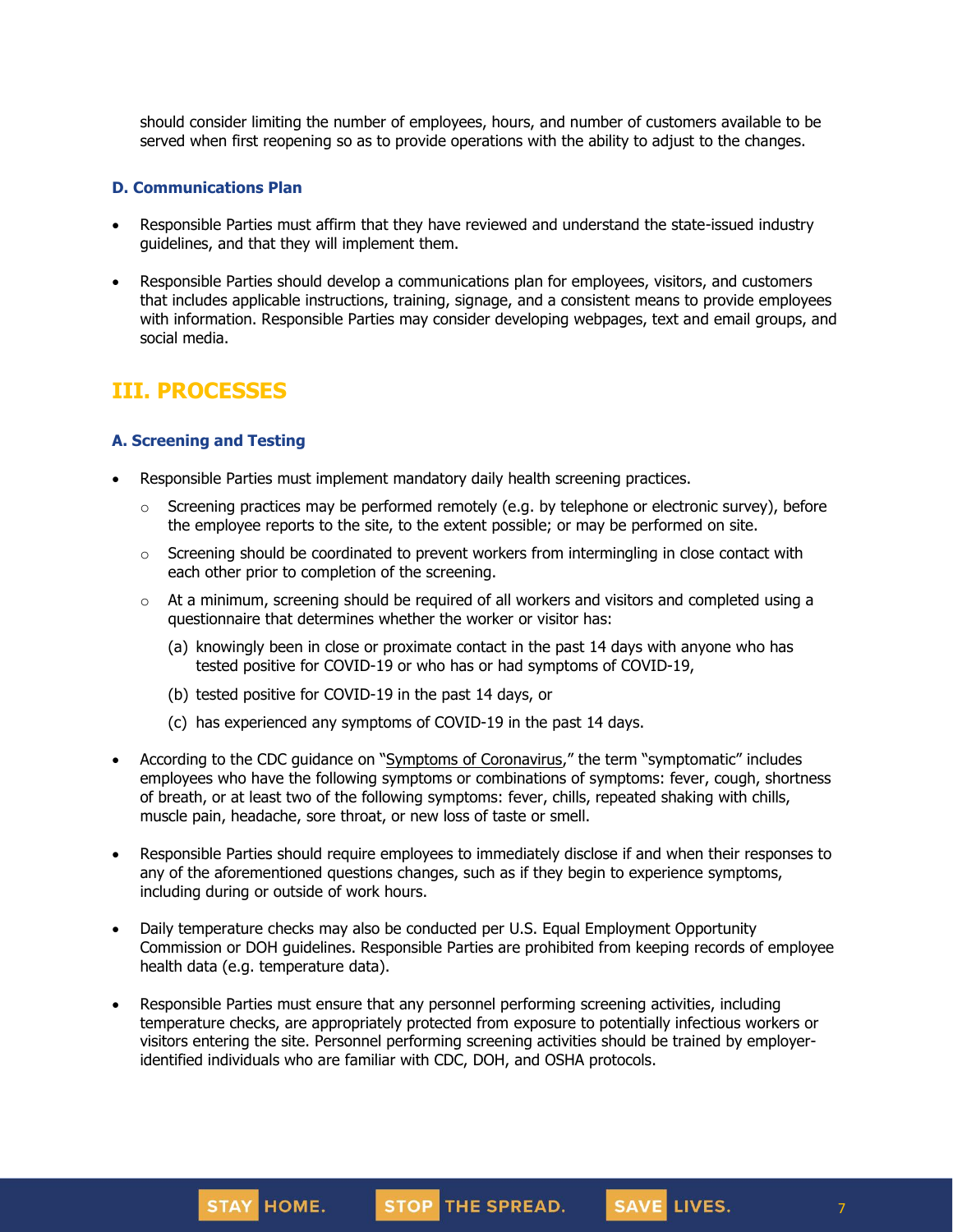should consider limiting the number of employees, hours, and number of customers available to be served when first reopening so as to provide operations with the ability to adjust to the changes.

### D. Communications Plan

- Responsible Parties must affirm that they have reviewed and understand the state-issued industry guidelines, and that they will implement them.
- Responsible Parties should develop a communications plan for employees, visitors, and customers that includes applicable instructions, training, signage, and a consistent means to provide employees with information. Responsible Parties may consider developing webpages, text and email groups, and social media.

## III. PROCESSES

### A. Screening and Testing

- Responsible Parties must implement mandatory daily health screening practices.
  - Screening practices may be performed remotely (e.g. by telephone or electronic survey), before the employee reports to the site, to the extent possible; or may be performed on site.
  - Screening should be coordinated to prevent workers from intermingling in close contact with each other prior to completion of the screening.
  - At a minimum, screening should be required of all workers and visitors and completed using a questionnaire that determines whether the worker or visitor has:
    - (a) knowingly been in close or proximate contact in the past 14 days with anyone who has tested positive for COVID-19 or who has or had symptoms of COVID-19,
    - (b) tested positive for COVID-19 in the past 14 days, or
    - (c) has experienced any symptoms of COVID-19 in the past 14 days.
- According to the CDC guidance on "Symptoms of Coronavirus," the term "symptomatic" includes employees who have the following symptoms or combinations of symptoms: fever, cough, shortness of breath, or at least two of the following symptoms: fever, chills, repeated shaking with chills, muscle pain, headache, sore throat, or new loss of taste or smell.
- Responsible Parties should require employees to immediately disclose if and when their responses to any of the aforementioned questions changes, such as if they begin to experience symptoms, including during or outside of work hours.
- Daily temperature checks may also be conducted per U.S. Equal Employment Opportunity Commission or DOH guidelines. Responsible Parties are prohibited from keeping records of employee health data (e.g. temperature data).
- Responsible Parties must ensure that any personnel performing screening activities, including temperature checks, are appropriately protected from exposure to potentially infectious workers or visitors entering the site. Personnel performing screening activities should be trained by employer-identified individuals who are familiar with CDC, DOH, and OSHA protocols.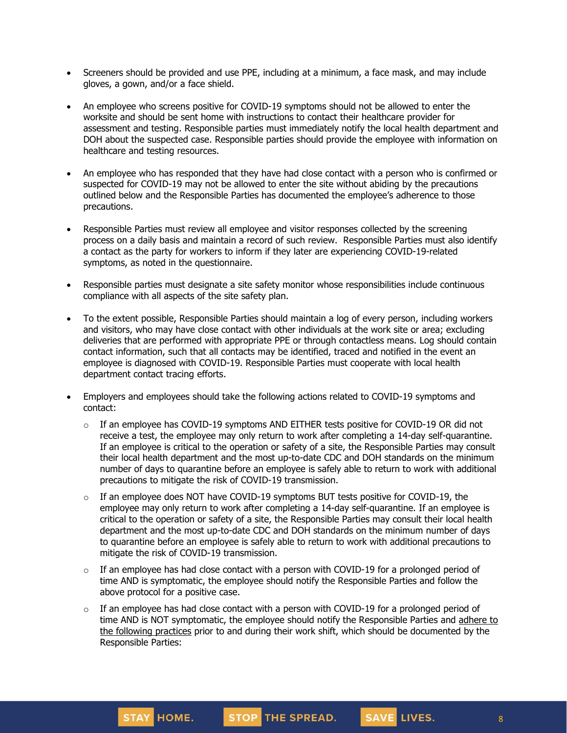- Screeners should be provided and use PPE, including at a minimum, a face mask, and may include gloves, a gown, and/or a face shield.

- An employee who screens positive for COVID-19 symptoms should not be allowed to enter the worksite and should be sent home with instructions to contact their healthcare provider for assessment and testing. Responsible parties must immediately notify the local health department and DOH about the suspected case. Responsible parties should provide the employee with information on healthcare and testing resources.

- An employee who has responded that they have had close contact with a person who is confirmed or suspected for COVID-19 may not be allowed to enter the site without abiding by the precautions outlined below and the Responsible Parties has documented the employee's adherence to those precautions.

- Responsible Parties must review all employee and visitor responses collected by the screening process on a daily basis and maintain a record of such review. Responsible Parties must also identify a contact as the party for workers to inform if they later are experiencing COVID-19-related symptoms, as noted in the questionnaire.

- Responsible parties must designate a site safety monitor whose responsibilities include continuous compliance with all aspects of the site safety plan.

- To the extent possible, Responsible Parties should maintain a log of every person, including workers and visitors, who may have close contact with other individuals at the work site or area; excluding deliveries that are performed with appropriate PPE or through contactless means. Log should contain contact information, such that all contacts may be identified, traced and notified in the event an employee is diagnosed with COVID-19. Responsible Parties must cooperate with local health department contact tracing efforts.

- Employers and employees should take the following actions related to COVID-19 symptoms and contact:
  - If an employee has COVID-19 symptoms AND EITHER tests positive for COVID-19 OR did not receive a test, the employee may only return to work after completing a 14-day self-quarantine. If an employee is critical to the operation or safety of a site, the Responsible Parties may consult their local health department and the most up-to-date CDC and DOH standards on the minimum number of days to quarantine before an employee is safely able to return to work with additional precautions to mitigate the risk of COVID-19 transmission.
  - If an employee does NOT have COVID-19 symptoms BUT tests positive for COVID-19, the employee may only return to work after completing a 14-day self-quarantine. If an employee is critical to the operation or safety of a site, the Responsible Parties may consult their local health department and the most up-to-date CDC and DOH standards on the minimum number of days to quarantine before an employee is safely able to return to work with additional precautions to mitigate the risk of COVID-19 transmission.
  - If an employee has had close contact with a person with COVID-19 for a prolonged period of time AND is symptomatic, the employee should notify the Responsible Parties and follow the above protocol for a positive case.
  - If an employee has had close contact with a person with COVID-19 for a prolonged period of time AND is NOT symptomatic, the employee should notify the Responsible Parties and adhere to the following practices prior to and during their work shift, which should be documented by the Responsible Parties: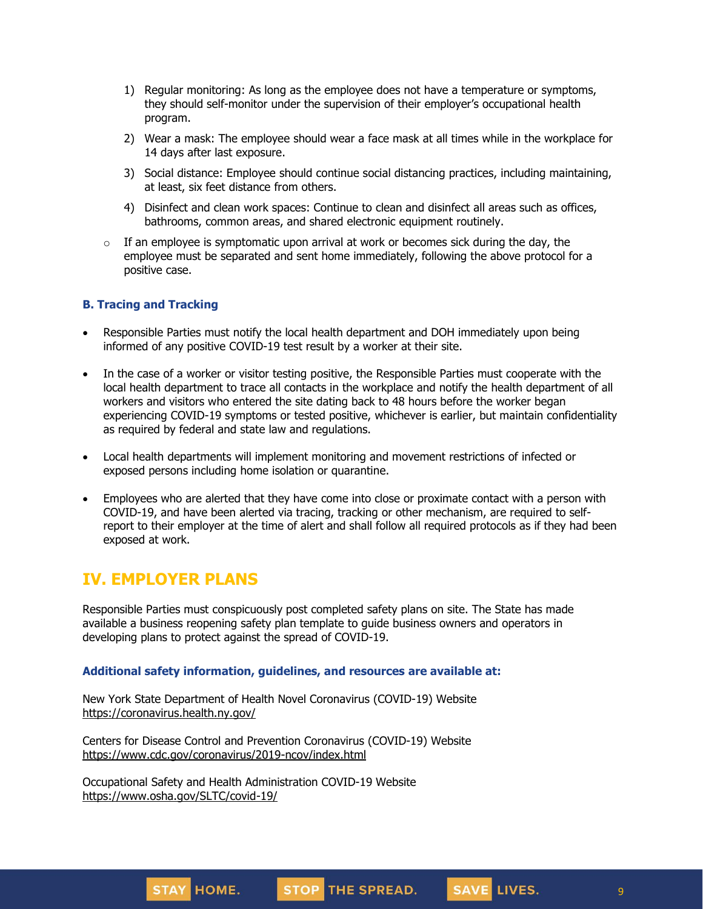1) Regular monitoring: As long as the employee does not have a temperature or symptoms, they should self-monitor under the supervision of their employer's occupational health program.
2) Wear a mask: The employee should wear a face mask at all times while in the workplace for 14 days after last exposure.
3) Social distance: Employee should continue social distancing practices, including maintaining, at least, six feet distance from others.
4) Disinfect and clean work spaces: Continue to clean and disinfect all areas such as offices, bathrooms, common areas, and shared electronic equipment routinely.

- If an employee is symptomatic upon arrival at work or becomes sick during the day, the employee must be separated and sent home immediately, following the above protocol for a positive case.

### B. Tracing and Tracking

- Responsible Parties must notify the local health department and DOH immediately upon being informed of any positive COVID-19 test result by a worker at their site.
- In the case of a worker or visitor testing positive, the Responsible Parties must cooperate with the local health department to trace all contacts in the workplace and notify the health department of all workers and visitors who entered the site dating back to 48 hours before the worker began experiencing COVID-19 symptoms or tested positive, whichever is earlier, but maintain confidentiality as required by federal and state law and regulations.
- Local health departments will implement monitoring and movement restrictions of infected or exposed persons including home isolation or quarantine.
- Employees who are alerted that they have come into close or proximate contact with a person with COVID-19, and have been alerted via tracing, tracking or other mechanism, are required to self-report to their employer at the time of alert and shall follow all required protocols as if they had been exposed at work.

## IV. EMPLOYER PLANS

Responsible Parties must conspicuously post completed safety plans on site. The State has made available a business reopening safety plan template to guide business owners and operators in developing plans to protect against the spread of COVID-19.

### Additional safety information, guidelines, and resources are available at:

New York State Department of Health Novel Coronavirus (COVID-19) Website
https://coronavirus.health.ny.gov/

Centers for Disease Control and Prevention Coronavirus (COVID-19) Website
https://www.cdc.gov/coronavirus/2019-ncov/index.html

Occupational Safety and Health Administration COVID-19 Website
https://www.osha.gov/SLTC/covid-19/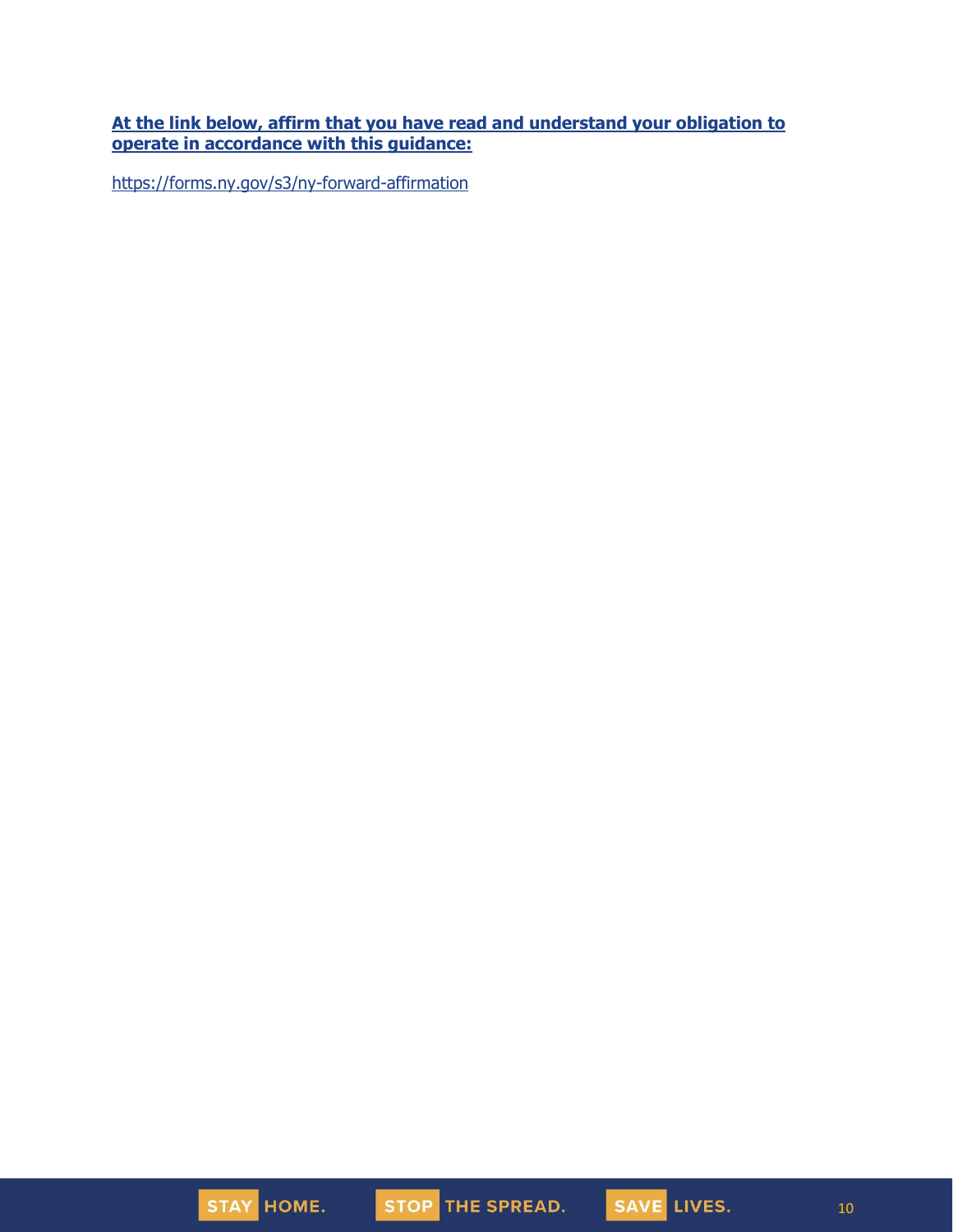**At the link below, affirm that you have read and understand your obligation to operate in accordance with this guidance:**

https://forms.ny.gov/s3/ny-forward-affirmation